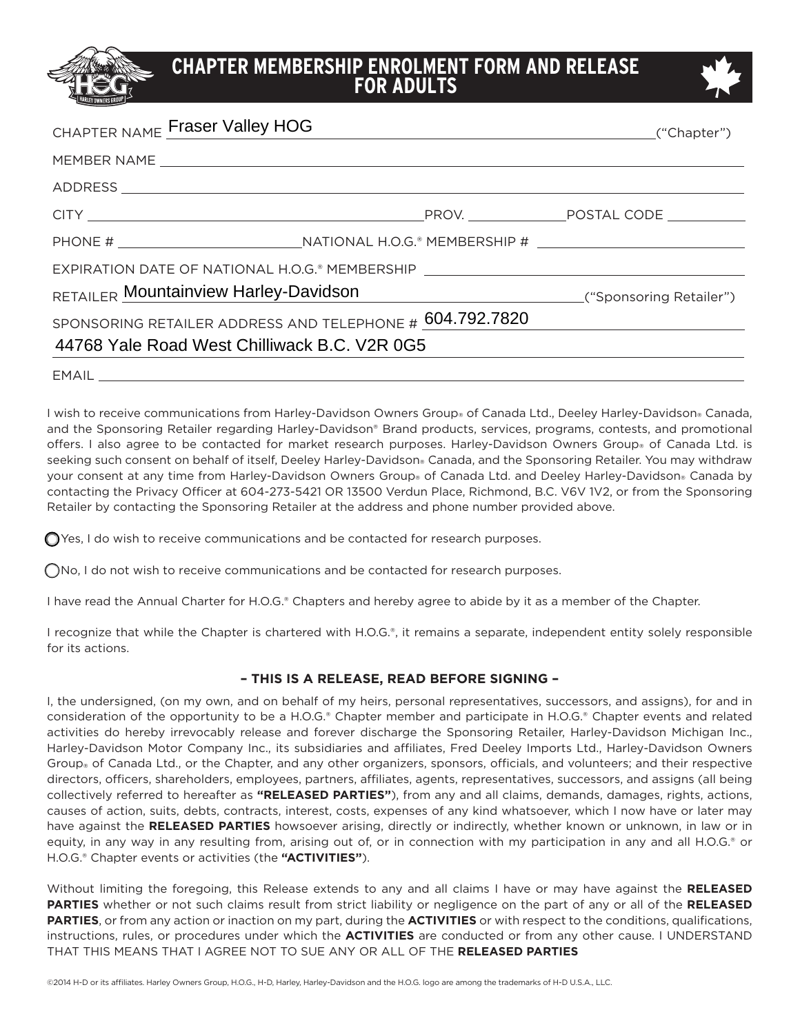# CHAPTER MEMBERSHIP ENROLMENT FORM AND RELEASE FOR ADULTS

CHAPTER NAME Fraser Valley HOG ("Chapter")

MEMBER NAME

ADDRESS

CITY PROV. POSTAL CODE

PHONE # NATIONAL H.O.G.® MEMBERSHIP #

EXPIRATION DATE OF NATIONAL H.O.G.® MEMBERSHIP

RETAILER Mountainview Harley-Davidson ("Sponsoring Retailer")

SPONSORING RETAILER ADDRESS AND TELEPHONE # 604.792.7820
44768 Yale Road West Chilliwack B.C. V2R 0G5

EMAIL

I wish to receive communications from Harley-Davidson Owners Group® of Canada Ltd., Deeley Harley-Davidson® Canada, and the Sponsoring Retailer regarding Harley-Davidson® Brand products, services, programs, contests, and promotional offers. I also agree to be contacted for market research purposes. Harley-Davidson Owners Group® of Canada Ltd. is seeking such consent on behalf of itself, Deeley Harley-Davidson® Canada, and the Sponsoring Retailer. You may withdraw your consent at any time from Harley-Davidson Owners Group® of Canada Ltd. and Deeley Harley-Davidson® Canada by contacting the Privacy Officer at 604-273-5421 OR 13500 Verdun Place, Richmond, B.C. V6V 1V2, or from the Sponsoring Retailer by contacting the Sponsoring Retailer at the address and phone number provided above.

◯ Yes, I do wish to receive communications and be contacted for research purposes.

◯ No, I do not wish to receive communications and be contacted for research purposes.

I have read the Annual Charter for H.O.G.® Chapters and hereby agree to abide by it as a member of the Chapter.

I recognize that while the Chapter is chartered with H.O.G.®, it remains a separate, independent entity solely responsible for its actions.

**– THIS IS A RELEASE, READ BEFORE SIGNING –**

I, the undersigned, (on my own, and on behalf of my heirs, personal representatives, successors, and assigns), for and in consideration of the opportunity to be a H.O.G.® Chapter member and participate in H.O.G.® Chapter events and related activities do hereby irrevocably release and forever discharge the Sponsoring Retailer, Harley-Davidson Michigan Inc., Harley-Davidson Motor Company Inc., its subsidiaries and affiliates, Fred Deeley Imports Ltd., Harley-Davidson Owners Group® of Canada Ltd., or the Chapter, and any other organizers, sponsors, officials, and volunteers; and their respective directors, officers, shareholders, employees, partners, affiliates, agents, representatives, successors, and assigns (all being collectively referred to hereafter as **"RELEASED PARTIES"**), from any and all claims, demands, damages, rights, actions, causes of action, suits, debts, contracts, interest, costs, expenses of any kind whatsoever, which I now have or later may have against the **RELEASED PARTIES** howsoever arising, directly or indirectly, whether known or unknown, in law or in equity, in any way in any resulting from, arising out of, or in connection with my participation in any and all H.O.G.® or H.O.G.® Chapter events or activities (the **"ACTIVITIES"**).

Without limiting the foregoing, this Release extends to any and all claims I have or may have against the **RELEASED PARTIES** whether or not such claims result from strict liability or negligence on the part of any or all of the **RELEASED PARTIES**, or from any action or inaction on my part, during the **ACTIVITIES** or with respect to the conditions, qualifications, instructions, rules, or procedures under which the **ACTIVITIES** are conducted or from any other cause. I UNDERSTAND THAT THIS MEANS THAT I AGREE NOT TO SUE ANY OR ALL OF THE **RELEASED PARTIES**

©2014 H-D or its affiliates. Harley Owners Group, H.O.G., H-D, Harley, Harley-Davidson and the H.O.G. logo are among the trademarks of H-D U.S.A., LLC.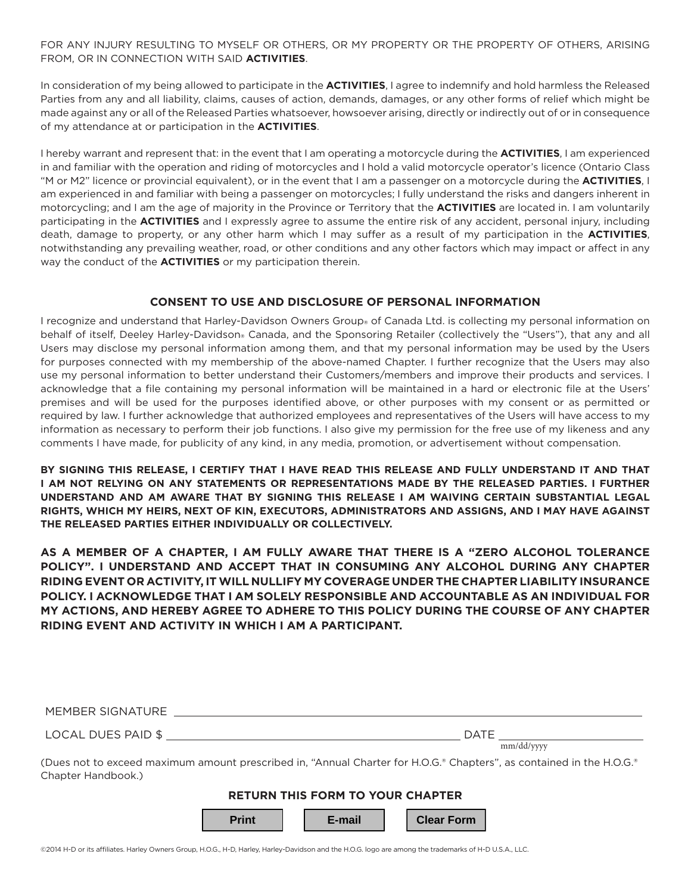FOR ANY INJURY RESULTING TO MYSELF OR OTHERS, OR MY PROPERTY OR THE PROPERTY OF OTHERS, ARISING FROM, OR IN CONNECTION WITH SAID **ACTIVITIES**.

In consideration of my being allowed to participate in the **ACTIVITIES**, I agree to indemnify and hold harmless the Released Parties from any and all liability, claims, causes of action, demands, damages, or any other forms of relief which might be made against any or all of the Released Parties whatsoever, howsoever arising, directly or indirectly out of or in consequence of my attendance at or participation in the **ACTIVITIES**.

I hereby warrant and represent that: in the event that I am operating a motorcycle during the **ACTIVITIES**, I am experienced in and familiar with the operation and riding of motorcycles and I hold a valid motorcycle operator's licence (Ontario Class "M or M2" licence or provincial equivalent), or in the event that I am a passenger on a motorcycle during the **ACTIVITIES**, I am experienced in and familiar with being a passenger on motorcycles; I fully understand the risks and dangers inherent in motorcycling; and I am the age of majority in the Province or Territory that the **ACTIVITIES** are located in. I am voluntarily participating in the **ACTIVITIES** and I expressly agree to assume the entire risk of any accident, personal injury, including death, damage to property, or any other harm which I may suffer as a result of my participation in the **ACTIVITIES**, notwithstanding any prevailing weather, road, or other conditions and any other factors which may impact or affect in any way the conduct of the **ACTIVITIES** or my participation therein.

## CONSENT TO USE AND DISCLOSURE OF PERSONAL INFORMATION

I recognize and understand that Harley-Davidson Owners Group® of Canada Ltd. is collecting my personal information on behalf of itself, Deeley Harley-Davidson® Canada, and the Sponsoring Retailer (collectively the "Users"), that any and all Users may disclose my personal information among them, and that my personal information may be used by the Users for purposes connected with my membership of the above-named Chapter. I further recognize that the Users may also use my personal information to better understand their Customers/members and improve their products and services. I acknowledge that a file containing my personal information will be maintained in a hard or electronic file at the Users' premises and will be used for the purposes identified above, or other purposes with my consent or as permitted or required by law. I further acknowledge that authorized employees and representatives of the Users will have access to my information as necessary to perform their job functions. I also give my permission for the free use of my likeness and any comments I have made, for publicity of any kind, in any media, promotion, or advertisement without compensation.

**BY SIGNING THIS RELEASE, I CERTIFY THAT I HAVE READ THIS RELEASE AND FULLY UNDERSTAND IT AND THAT I AM NOT RELYING ON ANY STATEMENTS OR REPRESENTATIONS MADE BY THE RELEASED PARTIES. I FURTHER UNDERSTAND AND AM AWARE THAT BY SIGNING THIS RELEASE I AM WAIVING CERTAIN SUBSTANTIAL LEGAL RIGHTS, WHICH MY HEIRS, NEXT OF KIN, EXECUTORS, ADMINISTRATORS AND ASSIGNS, AND I MAY HAVE AGAINST THE RELEASED PARTIES EITHER INDIVIDUALLY OR COLLECTIVELY.**

**AS A MEMBER OF A CHAPTER, I AM FULLY AWARE THAT THERE IS A "ZERO ALCOHOL TOLERANCE POLICY". I UNDERSTAND AND ACCEPT THAT IN CONSUMING ANY ALCOHOL DURING ANY CHAPTER RIDING EVENT OR ACTIVITY, IT WILL NULLIFY MY COVERAGE UNDER THE CHAPTER LIABILITY INSURANCE POLICY. I ACKNOWLEDGE THAT I AM SOLELY RESPONSIBLE AND ACCOUNTABLE AS AN INDIVIDUAL FOR MY ACTIONS, AND HEREBY AGREE TO ADHERE TO THIS POLICY DURING THE COURSE OF ANY CHAPTER RIDING EVENT AND ACTIVITY IN WHICH I AM A PARTICIPANT.**

MEMBER SIGNATURE \_\_\_\_\_\_\_\_\_\_\_\_\_\_\_\_\_\_\_\_\_\_\_\_\_\_\_\_\_\_\_\_\_\_\_\_\_\_\_\_

LOCAL DUES PAID $ \_\_\_\_\_\_\_\_\_\_\_\_\_\_\_\_\_\_\_\_\_\_\_\_\_\_\_\_ DATE \_\_\_\_\_\_\_\_\_\_\_\_\_\_\_\_
mm/dd/yyyy

(Dues not to exceed maximum amount prescribed in, "Annual Charter for H.O.G.® Chapters", as contained in the H.O.G.® Chapter Handbook.)

**RETURN THIS FORM TO YOUR CHAPTER**

Print | E-mail | Clear Form

©2014 H-D or its affiliates. Harley Owners Group, H.O.G., H-D, Harley, Harley-Davidson and the H.O.G. logo are among the trademarks of H-D U.S.A., LLC.